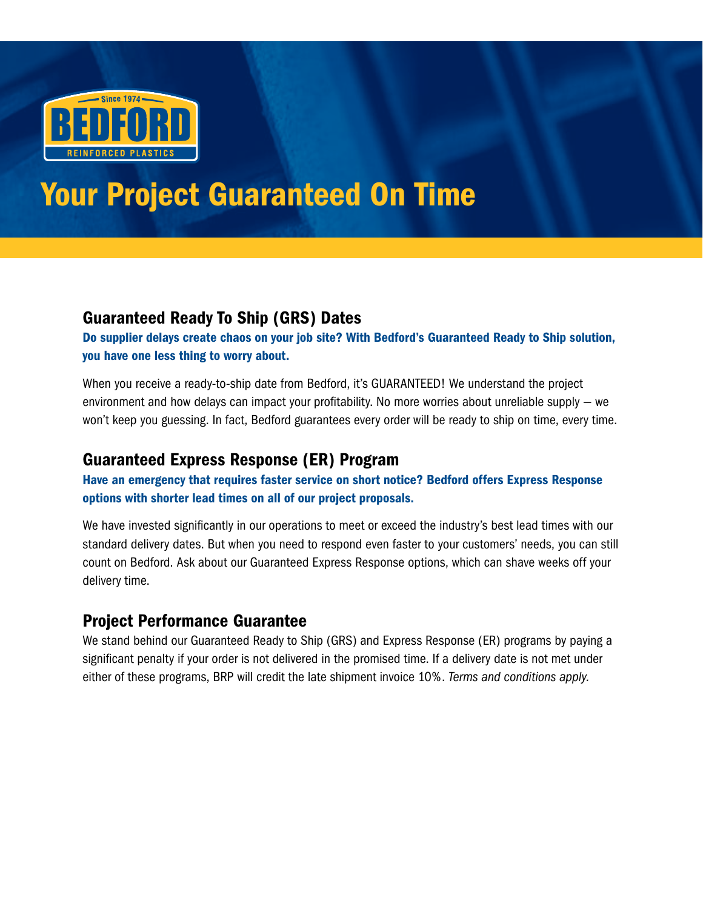Since 1974

BEDFORD

REINFORCED PLASTICS

# Your Project Guaranteed On Time

## Guaranteed Ready To Ship (GRS) Dates

**Do supplier delays create chaos on your job site? With Bedford's Guaranteed Ready to Ship solution, you have one less thing to worry about.**

When you receive a ready-to-ship date from Bedford, it's GUARANTEED! We understand the project environment and how delays can impact your profitability. No more worries about unreliable supply – we won't keep you guessing. In fact, Bedford guarantees every order will be ready to ship on time, every time.

## Guaranteed Express Response (ER) Program

**Have an emergency that requires faster service on short notice? Bedford offers Express Response options with shorter lead times on all of our project proposals.**

We have invested significantly in our operations to meet or exceed the industry's best lead times with our standard delivery dates. But when you need to respond even faster to your customers' needs, you can still count on Bedford. Ask about our Guaranteed Express Response options, which can shave weeks off your delivery time.

## Project Performance Guarantee

We stand behind our Guaranteed Ready to Ship (GRS) and Express Response (ER) programs by paying a significant penalty if your order is not delivered in the promised time. If a delivery date is not met under either of these programs, BRP will credit the late shipment invoice 10%. *Terms and conditions apply.*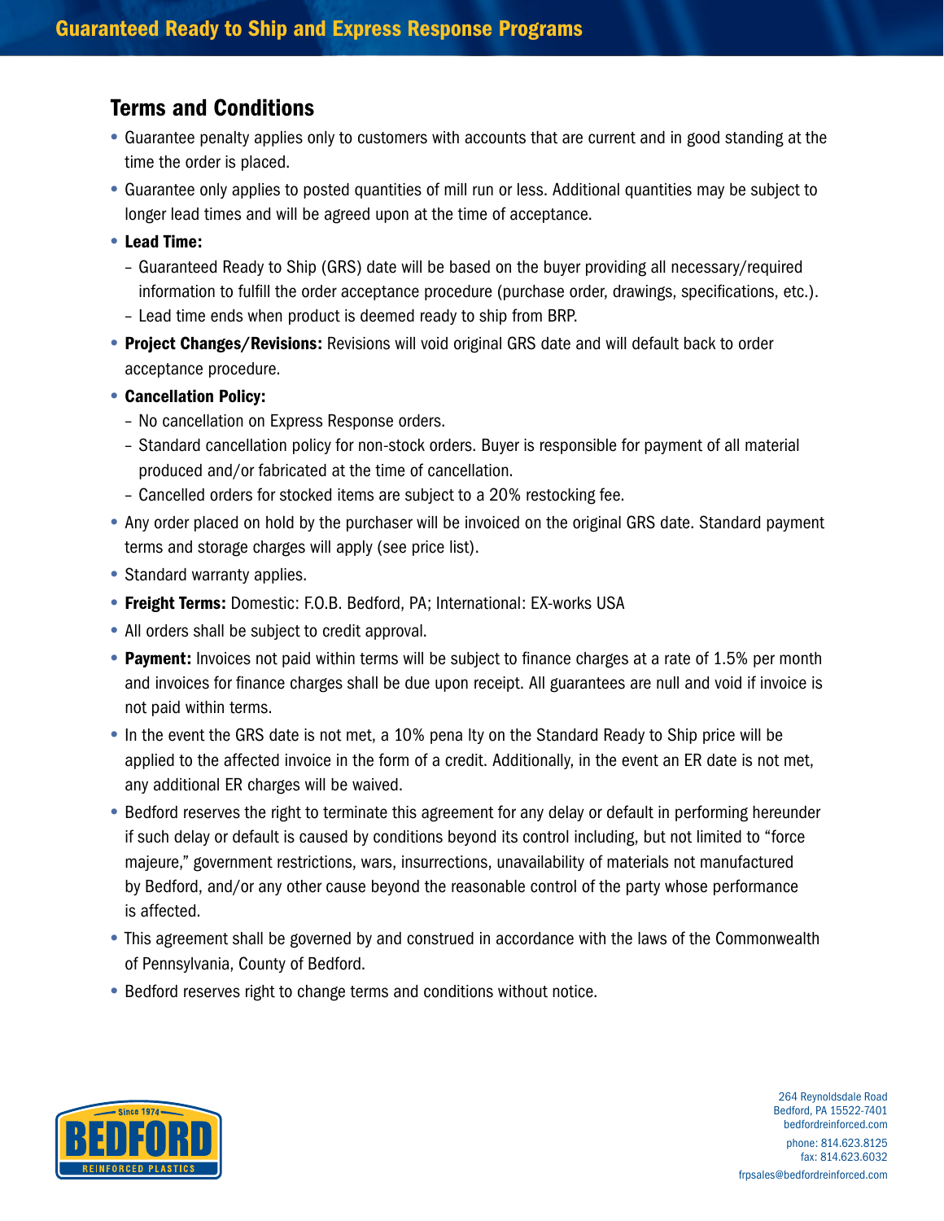## Terms and Conditions

- Guarantee penalty applies only to customers with accounts that are current and in good standing at the time the order is placed.
- Guarantee only applies to posted quantities of mill run or less. Additional quantities may be subject to longer lead times and will be agreed upon at the time of acceptance.
- **Lead Time:**
  - Guaranteed Ready to Ship (GRS) date will be based on the buyer providing all necessary/required information to fulfill the order acceptance procedure (purchase order, drawings, specifications, etc.).
  - Lead time ends when product is deemed ready to ship from BRP.
- **Project Changes/Revisions:** Revisions will void original GRS date and will default back to order acceptance procedure.
- **Cancellation Policy:**
  - No cancellation on Express Response orders.
  - Standard cancellation policy for non-stock orders. Buyer is responsible for payment of all material produced and/or fabricated at the time of cancellation.
  - Cancelled orders for stocked items are subject to a 20% restocking fee.
- Any order placed on hold by the purchaser will be invoiced on the original GRS date. Standard payment terms and storage charges will apply (see price list).
- Standard warranty applies.
- **Freight Terms:** Domestic: F.O.B. Bedford, PA; International: EX-works USA
- All orders shall be subject to credit approval.
- **Payment:** Invoices not paid within terms will be subject to finance charges at a rate of 1.5% per month and invoices for finance charges shall be due upon receipt. All guarantees are null and void if invoice is not paid within terms.
- In the event the GRS date is not met, a 10% pena lty on the Standard Ready to Ship price will be applied to the affected invoice in the form of a credit. Additionally, in the event an ER date is not met, any additional ER charges will be waived.
- Bedford reserves the right to terminate this agreement for any delay or default in performing hereunder if such delay or default is caused by conditions beyond its control including, but not limited to "force majeure," government restrictions, wars, insurrections, unavailability of materials not manufactured by Bedford, and/or any other cause beyond the reasonable control of the party whose performance is affected.
- This agreement shall be governed by and construed in accordance with the laws of the Commonwealth of Pennsylvania, County of Bedford.
- Bedford reserves right to change terms and conditions without notice.

Since 1974 BEDFORD REINFORCED PLASTICS

264 Reynoldsdale Road
Bedford, PA 15522-7401
bedfordreinforced.com

phone: 814.623.8125
fax: 814.623.6032

frpsales@bedfordreinforced.com